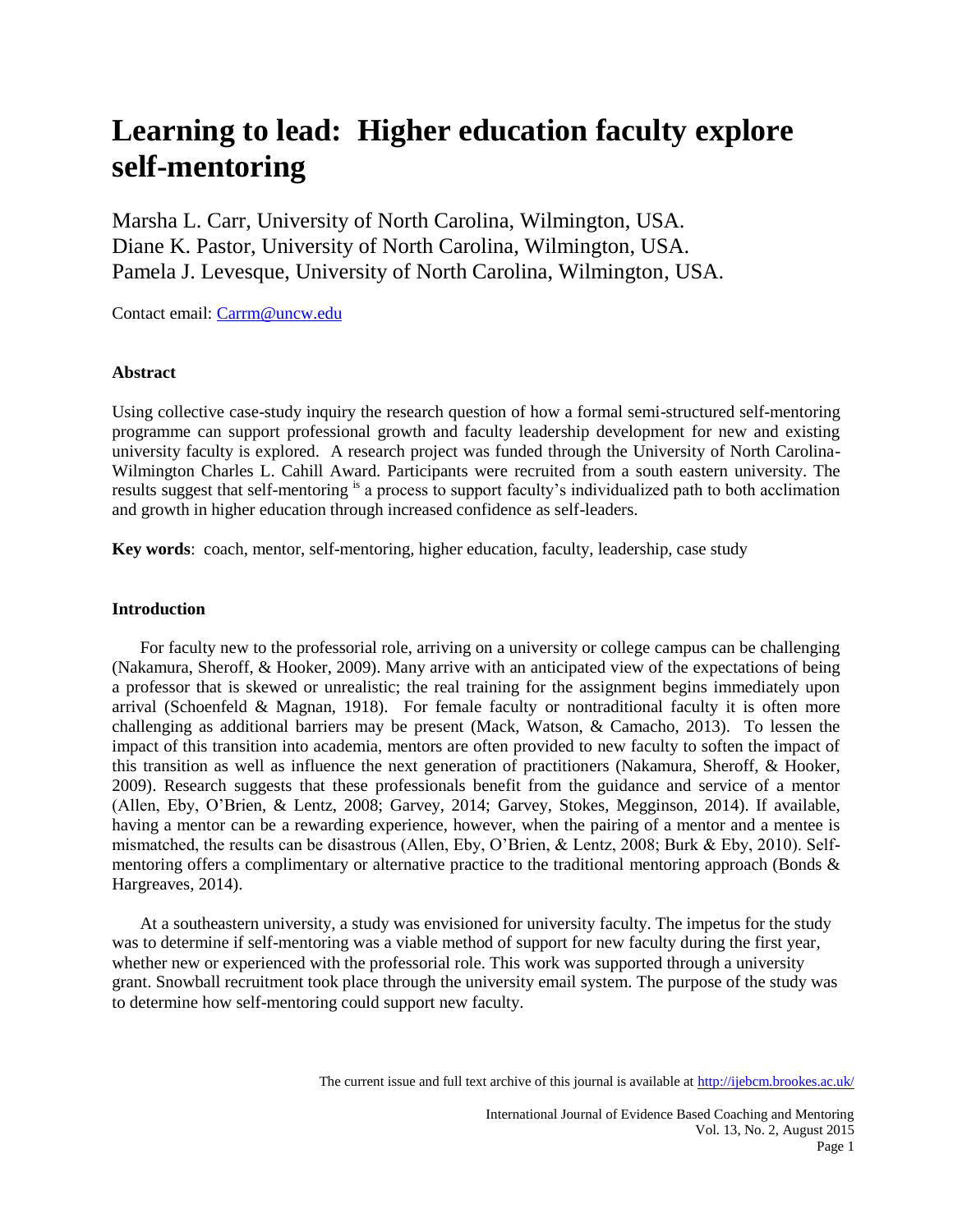# Learning to lead: Higher education faculty explore self-mentoring

Marsha L. Carr, University of North Carolina, Wilmington, USA.
Diane K. Pastor, University of North Carolina, Wilmington, USA.
Pamela J. Levesque, University of North Carolina, Wilmington, USA.

Contact email: Carrm@uncw.edu

### Abstract

Using collective case-study inquiry the research question of how a formal semi-structured self-mentoring programme can support professional growth and faculty leadership development for new and existing university faculty is explored. A research project was funded through the University of North Carolina-Wilmington Charles L. Cahill Award. Participants were recruited from a south eastern university. The results suggest that self-mentoring is a process to support faculty's individualized path to both acclimation and growth in higher education through increased confidence as self-leaders.

**Key words**: coach, mentor, self-mentoring, higher education, faculty, leadership, case study

### Introduction

For faculty new to the professorial role, arriving on a university or college campus can be challenging (Nakamura, Sheroff, & Hooker, 2009). Many arrive with an anticipated view of the expectations of being a professor that is skewed or unrealistic; the real training for the assignment begins immediately upon arrival (Schoenfeld & Magnan, 1918). For female faculty or nontraditional faculty it is often more challenging as additional barriers may be present (Mack, Watson, & Camacho, 2013). To lessen the impact of this transition into academia, mentors are often provided to new faculty to soften the impact of this transition as well as influence the next generation of practitioners (Nakamura, Sheroff, & Hooker, 2009). Research suggests that these professionals benefit from the guidance and service of a mentor (Allen, Eby, O'Brien, & Lentz, 2008; Garvey, 2014; Garvey, Stokes, Megginson, 2014). If available, having a mentor can be a rewarding experience, however, when the pairing of a mentor and a mentee is mismatched, the results can be disastrous (Allen, Eby, O'Brien, & Lentz, 2008; Burk & Eby, 2010). Self-mentoring offers a complimentary or alternative practice to the traditional mentoring approach (Bonds & Hargreaves, 2014).

At a southeastern university, a study was envisioned for university faculty. The impetus for the study was to determine if self-mentoring was a viable method of support for new faculty during the first year, whether new or experienced with the professorial role. This work was supported through a university grant. Snowball recruitment took place through the university email system. The purpose of the study was to determine how self-mentoring could support new faculty.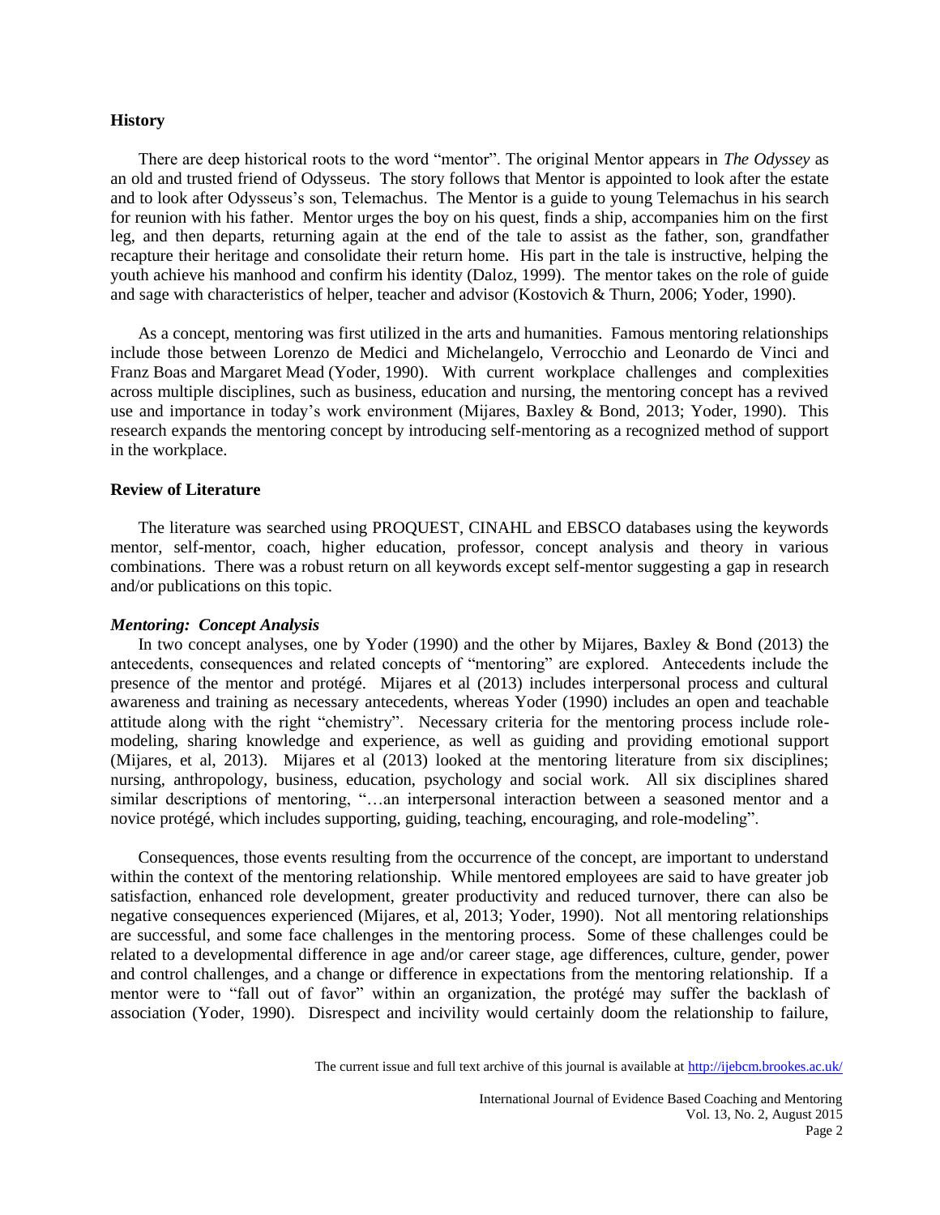## History

There are deep historical roots to the word "mentor". The original Mentor appears in *The Odyssey* as an old and trusted friend of Odysseus. The story follows that Mentor is appointed to look after the estate and to look after Odysseus's son, Telemachus. The Mentor is a guide to young Telemachus in his search for reunion with his father. Mentor urges the boy on his quest, finds a ship, accompanies him on the first leg, and then departs, returning again at the end of the tale to assist as the father, son, grandfather recapture their heritage and consolidate their return home. His part in the tale is instructive, helping the youth achieve his manhood and confirm his identity (Daloz, 1999). The mentor takes on the role of guide and sage with characteristics of helper, teacher and advisor (Kostovich & Thurn, 2006; Yoder, 1990).

As a concept, mentoring was first utilized in the arts and humanities. Famous mentoring relationships include those between Lorenzo de Medici and Michelangelo, Verrocchio and Leonardo de Vinci and Franz Boas and Margaret Mead (Yoder, 1990). With current workplace challenges and complexities across multiple disciplines, such as business, education and nursing, the mentoring concept has a revived use and importance in today's work environment (Mijares, Baxley & Bond, 2013; Yoder, 1990). This research expands the mentoring concept by introducing self-mentoring as a recognized method of support in the workplace.

## Review of Literature

The literature was searched using PROQUEST, CINAHL and EBSCO databases using the keywords mentor, self-mentor, coach, higher education, professor, concept analysis and theory in various combinations. There was a robust return on all keywords except self-mentor suggesting a gap in research and/or publications on this topic.

### *Mentoring: Concept Analysis*

In two concept analyses, one by Yoder (1990) and the other by Mijares, Baxley & Bond (2013) the antecedents, consequences and related concepts of "mentoring" are explored. Antecedents include the presence of the mentor and protégé. Mijares et al (2013) includes interpersonal process and cultural awareness and training as necessary antecedents, whereas Yoder (1990) includes an open and teachable attitude along with the right "chemistry". Necessary criteria for the mentoring process include role-modeling, sharing knowledge and experience, as well as guiding and providing emotional support (Mijares, et al, 2013). Mijares et al (2013) looked at the mentoring literature from six disciplines; nursing, anthropology, business, education, psychology and social work. All six disciplines shared similar descriptions of mentoring, "…an interpersonal interaction between a seasoned mentor and a novice protégé, which includes supporting, guiding, teaching, encouraging, and role-modeling".

Consequences, those events resulting from the occurrence of the concept, are important to understand within the context of the mentoring relationship. While mentored employees are said to have greater job satisfaction, enhanced role development, greater productivity and reduced turnover, there can also be negative consequences experienced (Mijares, et al, 2013; Yoder, 1990). Not all mentoring relationships are successful, and some face challenges in the mentoring process. Some of these challenges could be related to a developmental difference in age and/or career stage, age differences, culture, gender, power and control challenges, and a change or difference in expectations from the mentoring relationship. If a mentor were to "fall out of favor" within an organization, the protégé may suffer the backlash of association (Yoder, 1990). Disrespect and incivility would certainly doom the relationship to failure,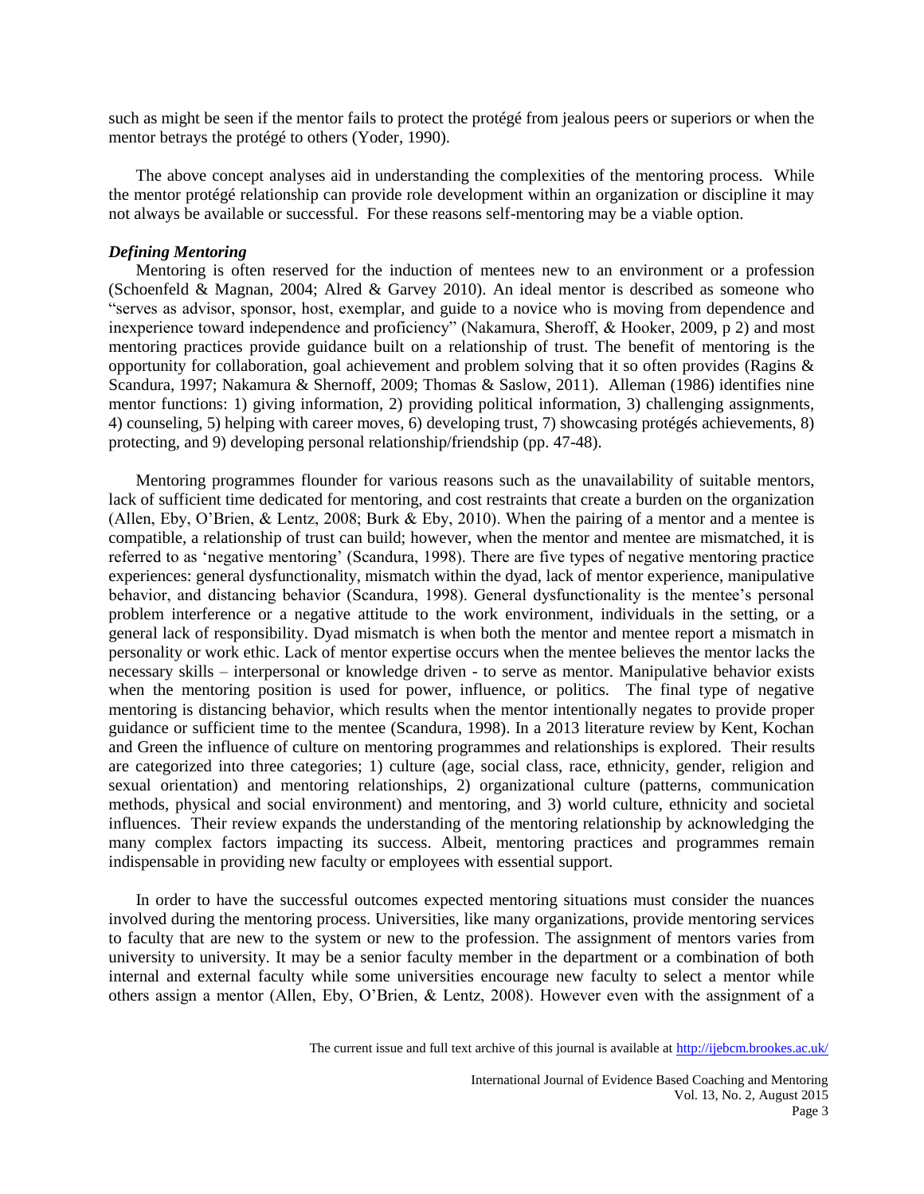such as might be seen if the mentor fails to protect the protégé from jealous peers or superiors or when the mentor betrays the protégé to others (Yoder, 1990).

The above concept analyses aid in understanding the complexities of the mentoring process. While the mentor protégé relationship can provide role development within an organization or discipline it may not always be available or successful. For these reasons self-mentoring may be a viable option.

### *Defining Mentoring*

Mentoring is often reserved for the induction of mentees new to an environment or a profession (Schoenfeld & Magnan, 2004; Alred & Garvey 2010). An ideal mentor is described as someone who "serves as advisor, sponsor, host, exemplar, and guide to a novice who is moving from dependence and inexperience toward independence and proficiency" (Nakamura, Sheroff, & Hooker, 2009, p 2) and most mentoring practices provide guidance built on a relationship of trust. The benefit of mentoring is the opportunity for collaboration, goal achievement and problem solving that it so often provides (Ragins & Scandura, 1997; Nakamura & Shernoff, 2009; Thomas & Saslow, 2011). Alleman (1986) identifies nine mentor functions: 1) giving information, 2) providing political information, 3) challenging assignments, 4) counseling, 5) helping with career moves, 6) developing trust, 7) showcasing protégés achievements, 8) protecting, and 9) developing personal relationship/friendship (pp. 47-48).

Mentoring programmes flounder for various reasons such as the unavailability of suitable mentors, lack of sufficient time dedicated for mentoring, and cost restraints that create a burden on the organization (Allen, Eby, O'Brien, & Lentz, 2008; Burk & Eby, 2010). When the pairing of a mentor and a mentee is compatible, a relationship of trust can build; however, when the mentor and mentee are mismatched, it is referred to as 'negative mentoring' (Scandura, 1998). There are five types of negative mentoring practice experiences: general dysfunctionality, mismatch within the dyad, lack of mentor experience, manipulative behavior, and distancing behavior (Scandura, 1998). General dysfunctionality is the mentee's personal problem interference or a negative attitude to the work environment, individuals in the setting, or a general lack of responsibility. Dyad mismatch is when both the mentor and mentee report a mismatch in personality or work ethic. Lack of mentor expertise occurs when the mentee believes the mentor lacks the necessary skills – interpersonal or knowledge driven - to serve as mentor. Manipulative behavior exists when the mentoring position is used for power, influence, or politics. The final type of negative mentoring is distancing behavior, which results when the mentor intentionally negates to provide proper guidance or sufficient time to the mentee (Scandura, 1998). In a 2013 literature review by Kent, Kochan and Green the influence of culture on mentoring programmes and relationships is explored. Their results are categorized into three categories; 1) culture (age, social class, race, ethnicity, gender, religion and sexual orientation) and mentoring relationships, 2) organizational culture (patterns, communication methods, physical and social environment) and mentoring, and 3) world culture, ethnicity and societal influences. Their review expands the understanding of the mentoring relationship by acknowledging the many complex factors impacting its success. Albeit, mentoring practices and programmes remain indispensable in providing new faculty or employees with essential support.

In order to have the successful outcomes expected mentoring situations must consider the nuances involved during the mentoring process. Universities, like many organizations, provide mentoring services to faculty that are new to the system or new to the profession. The assignment of mentors varies from university to university. It may be a senior faculty member in the department or a combination of both internal and external faculty while some universities encourage new faculty to select a mentor while others assign a mentor (Allen, Eby, O'Brien, & Lentz, 2008). However even with the assignment of a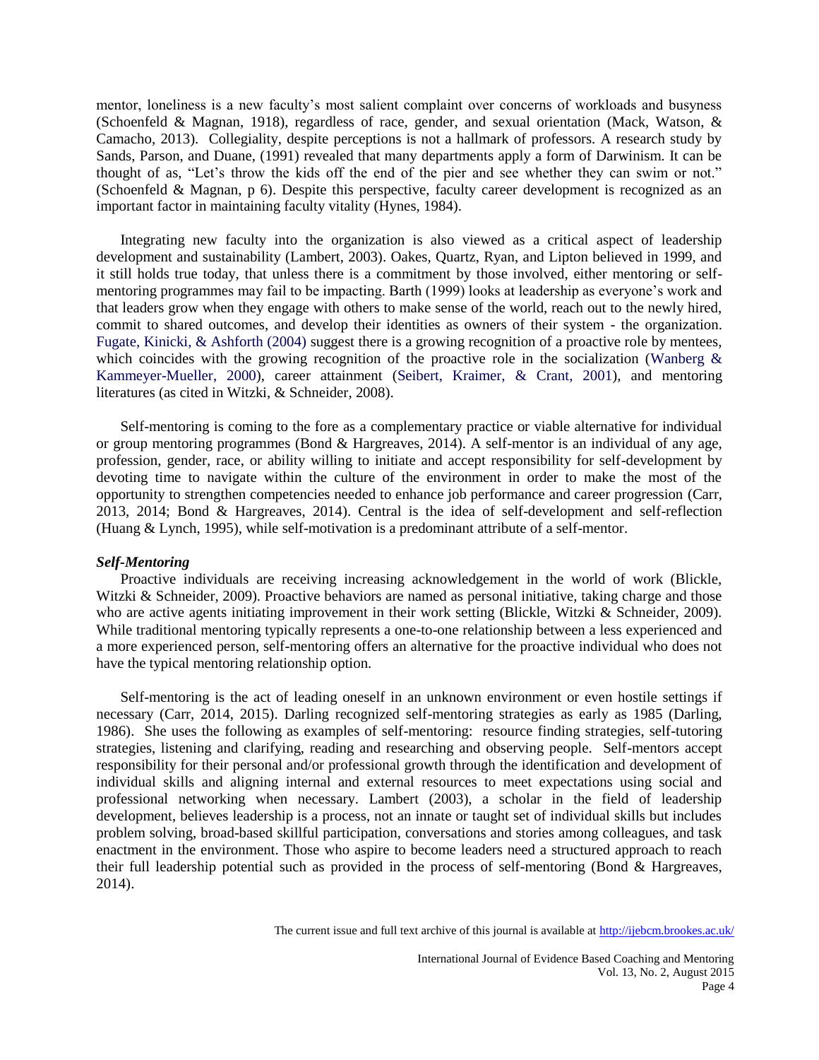mentor, loneliness is a new faculty's most salient complaint over concerns of workloads and busyness (Schoenfeld & Magnan, 1918), regardless of race, gender, and sexual orientation (Mack, Watson, & Camacho, 2013). Collegiality, despite perceptions is not a hallmark of professors. A research study by Sands, Parson, and Duane, (1991) revealed that many departments apply a form of Darwinism. It can be thought of as, "Let's throw the kids off the end of the pier and see whether they can swim or not." (Schoenfeld & Magnan, p 6). Despite this perspective, faculty career development is recognized as an important factor in maintaining faculty vitality (Hynes, 1984).

Integrating new faculty into the organization is also viewed as a critical aspect of leadership development and sustainability (Lambert, 2003). Oakes, Quartz, Ryan, and Lipton believed in 1999, and it still holds true today, that unless there is a commitment by those involved, either mentoring or self-mentoring programmes may fail to be impacting. Barth (1999) looks at leadership as everyone's work and that leaders grow when they engage with others to make sense of the world, reach out to the newly hired, commit to shared outcomes, and develop their identities as owners of their system - the organization. Fugate, Kinicki, & Ashforth (2004) suggest there is a growing recognition of a proactive role by mentees, which coincides with the growing recognition of the proactive role in the socialization (Wanberg & Kammeyer-Mueller, 2000), career attainment (Seibert, Kraimer, & Crant, 2001), and mentoring literatures (as cited in Witzki, & Schneider, 2008).

Self-mentoring is coming to the fore as a complementary practice or viable alternative for individual or group mentoring programmes (Bond & Hargreaves, 2014). A self-mentor is an individual of any age, profession, gender, race, or ability willing to initiate and accept responsibility for self-development by devoting time to navigate within the culture of the environment in order to make the most of the opportunity to strengthen competencies needed to enhance job performance and career progression (Carr, 2013, 2014; Bond & Hargreaves, 2014). Central is the idea of self-development and self-reflection (Huang & Lynch, 1995), while self-motivation is a predominant attribute of a self-mentor.

### *Self-Mentoring*

Proactive individuals are receiving increasing acknowledgement in the world of work (Blickle, Witzki & Schneider, 2009). Proactive behaviors are named as personal initiative, taking charge and those who are active agents initiating improvement in their work setting (Blickle, Witzki & Schneider, 2009). While traditional mentoring typically represents a one-to-one relationship between a less experienced and a more experienced person, self-mentoring offers an alternative for the proactive individual who does not have the typical mentoring relationship option.

Self-mentoring is the act of leading oneself in an unknown environment or even hostile settings if necessary (Carr, 2014, 2015). Darling recognized self-mentoring strategies as early as 1985 (Darling, 1986). She uses the following as examples of self-mentoring: resource finding strategies, self-tutoring strategies, listening and clarifying, reading and researching and observing people. Self-mentors accept responsibility for their personal and/or professional growth through the identification and development of individual skills and aligning internal and external resources to meet expectations using social and professional networking when necessary. Lambert (2003), a scholar in the field of leadership development, believes leadership is a process, not an innate or taught set of individual skills but includes problem solving, broad-based skillful participation, conversations and stories among colleagues, and task enactment in the environment. Those who aspire to become leaders need a structured approach to reach their full leadership potential such as provided in the process of self-mentoring (Bond & Hargreaves, 2014).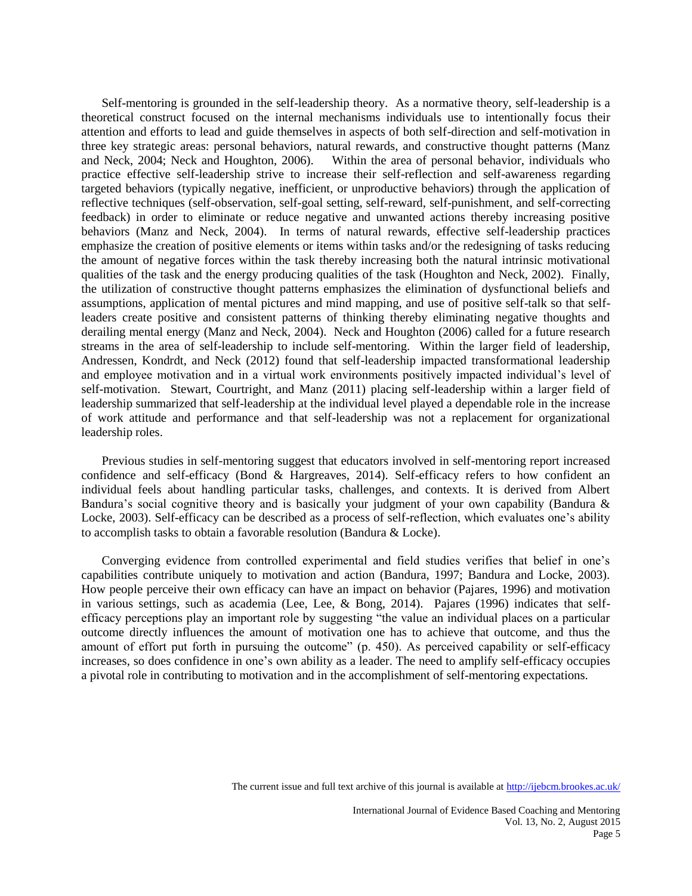Self-mentoring is grounded in the self-leadership theory. As a normative theory, self-leadership is a theoretical construct focused on the internal mechanisms individuals use to intentionally focus their attention and efforts to lead and guide themselves in aspects of both self-direction and self-motivation in three key strategic areas: personal behaviors, natural rewards, and constructive thought patterns (Manz and Neck, 2004; Neck and Houghton, 2006). Within the area of personal behavior, individuals who practice effective self-leadership strive to increase their self-reflection and self-awareness regarding targeted behaviors (typically negative, inefficient, or unproductive behaviors) through the application of reflective techniques (self-observation, self-goal setting, self-reward, self-punishment, and self-correcting feedback) in order to eliminate or reduce negative and unwanted actions thereby increasing positive behaviors (Manz and Neck, 2004). In terms of natural rewards, effective self-leadership practices emphasize the creation of positive elements or items within tasks and/or the redesigning of tasks reducing the amount of negative forces within the task thereby increasing both the natural intrinsic motivational qualities of the task and the energy producing qualities of the task (Houghton and Neck, 2002). Finally, the utilization of constructive thought patterns emphasizes the elimination of dysfunctional beliefs and assumptions, application of mental pictures and mind mapping, and use of positive self-talk so that self-leaders create positive and consistent patterns of thinking thereby eliminating negative thoughts and derailing mental energy (Manz and Neck, 2004). Neck and Houghton (2006) called for a future research streams in the area of self-leadership to include self-mentoring. Within the larger field of leadership, Andressen, Kondrdt, and Neck (2012) found that self-leadership impacted transformational leadership and employee motivation and in a virtual work environments positively impacted individual's level of self-motivation. Stewart, Courtright, and Manz (2011) placing self-leadership within a larger field of leadership summarized that self-leadership at the individual level played a dependable role in the increase of work attitude and performance and that self-leadership was not a replacement for organizational leadership roles.

Previous studies in self-mentoring suggest that educators involved in self-mentoring report increased confidence and self-efficacy (Bond & Hargreaves, 2014). Self-efficacy refers to how confident an individual feels about handling particular tasks, challenges, and contexts. It is derived from Albert Bandura's social cognitive theory and is basically your judgment of your own capability (Bandura & Locke, 2003). Self-efficacy can be described as a process of self-reflection, which evaluates one's ability to accomplish tasks to obtain a favorable resolution (Bandura & Locke).

Converging evidence from controlled experimental and field studies verifies that belief in one's capabilities contribute uniquely to motivation and action (Bandura, 1997; Bandura and Locke, 2003). How people perceive their own efficacy can have an impact on behavior (Pajares, 1996) and motivation in various settings, such as academia (Lee, Lee, & Bong, 2014). Pajares (1996) indicates that self-efficacy perceptions play an important role by suggesting "the value an individual places on a particular outcome directly influences the amount of motivation one has to achieve that outcome, and thus the amount of effort put forth in pursuing the outcome" (p. 450). As perceived capability or self-efficacy increases, so does confidence in one's own ability as a leader. The need to amplify self-efficacy occupies a pivotal role in contributing to motivation and in the accomplishment of self-mentoring expectations.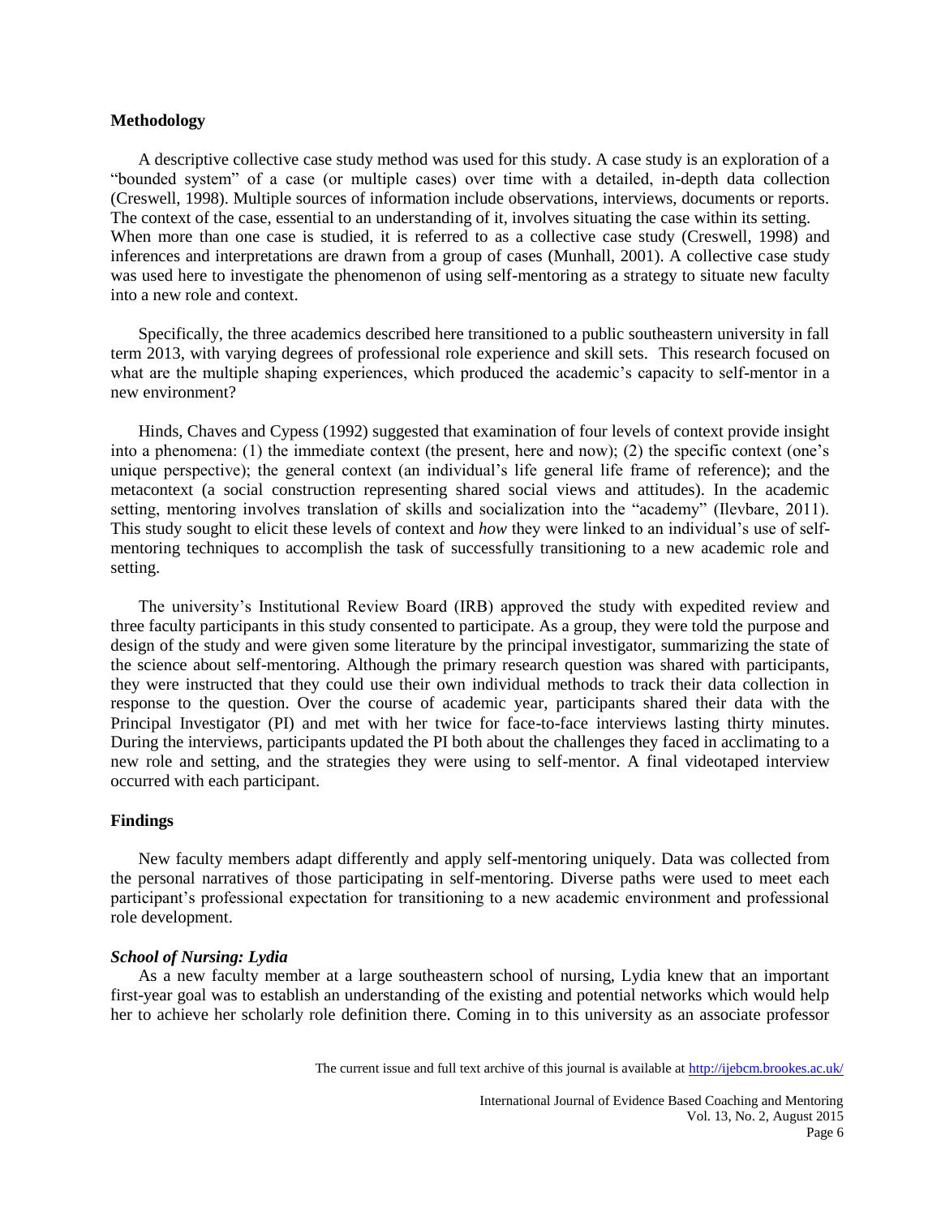## Methodology

A descriptive collective case study method was used for this study. A case study is an exploration of a "bounded system" of a case (or multiple cases) over time with a detailed, in-depth data collection (Creswell, 1998). Multiple sources of information include observations, interviews, documents or reports. The context of the case, essential to an understanding of it, involves situating the case within its setting. When more than one case is studied, it is referred to as a collective case study (Creswell, 1998) and inferences and interpretations are drawn from a group of cases (Munhall, 2001). A collective case study was used here to investigate the phenomenon of using self-mentoring as a strategy to situate new faculty into a new role and context.

Specifically, the three academics described here transitioned to a public southeastern university in fall term 2013, with varying degrees of professional role experience and skill sets. This research focused on what are the multiple shaping experiences, which produced the academic's capacity to self-mentor in a new environment?

Hinds, Chaves and Cypess (1992) suggested that examination of four levels of context provide insight into a phenomena: (1) the immediate context (the present, here and now); (2) the specific context (one's unique perspective); the general context (an individual's life general life frame of reference); and the metacontext (a social construction representing shared social views and attitudes). In the academic setting, mentoring involves translation of skills and socialization into the "academy" (Ilevbare, 2011). This study sought to elicit these levels of context and *how* they were linked to an individual's use of self-mentoring techniques to accomplish the task of successfully transitioning to a new academic role and setting.

The university's Institutional Review Board (IRB) approved the study with expedited review and three faculty participants in this study consented to participate. As a group, they were told the purpose and design of the study and were given some literature by the principal investigator, summarizing the state of the science about self-mentoring. Although the primary research question was shared with participants, they were instructed that they could use their own individual methods to track their data collection in response to the question. Over the course of academic year, participants shared their data with the Principal Investigator (PI) and met with her twice for face-to-face interviews lasting thirty minutes. During the interviews, participants updated the PI both about the challenges they faced in acclimating to a new role and setting, and the strategies they were using to self-mentor. A final videotaped interview occurred with each participant.

## Findings

New faculty members adapt differently and apply self-mentoring uniquely. Data was collected from the personal narratives of those participating in self-mentoring. Diverse paths were used to meet each participant's professional expectation for transitioning to a new academic environment and professional role development.

### *School of Nursing: Lydia*

As a new faculty member at a large southeastern school of nursing, Lydia knew that an important first-year goal was to establish an understanding of the existing and potential networks which would help her to achieve her scholarly role definition there. Coming in to this university as an associate professor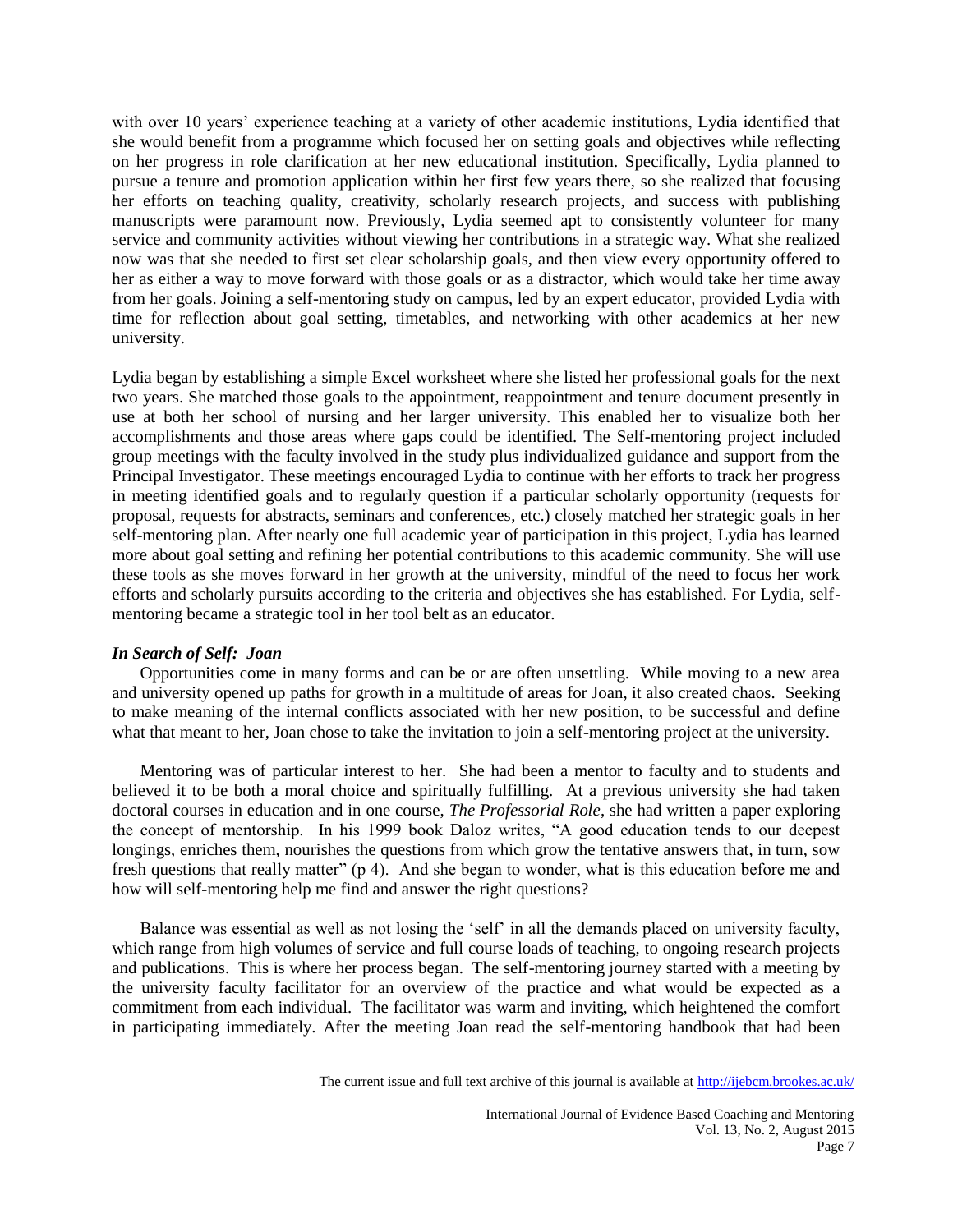with over 10 years' experience teaching at a variety of other academic institutions, Lydia identified that she would benefit from a programme which focused her on setting goals and objectives while reflecting on her progress in role clarification at her new educational institution. Specifically, Lydia planned to pursue a tenure and promotion application within her first few years there, so she realized that focusing her efforts on teaching quality, creativity, scholarly research projects, and success with publishing manuscripts were paramount now. Previously, Lydia seemed apt to consistently volunteer for many service and community activities without viewing her contributions in a strategic way. What she realized now was that she needed to first set clear scholarship goals, and then view every opportunity offered to her as either a way to move forward with those goals or as a distractor, which would take her time away from her goals. Joining a self-mentoring study on campus, led by an expert educator, provided Lydia with time for reflection about goal setting, timetables, and networking with other academics at her new university.

Lydia began by establishing a simple Excel worksheet where she listed her professional goals for the next two years. She matched those goals to the appointment, reappointment and tenure document presently in use at both her school of nursing and her larger university. This enabled her to visualize both her accomplishments and those areas where gaps could be identified. The Self-mentoring project included group meetings with the faculty involved in the study plus individualized guidance and support from the Principal Investigator. These meetings encouraged Lydia to continue with her efforts to track her progress in meeting identified goals and to regularly question if a particular scholarly opportunity (requests for proposal, requests for abstracts, seminars and conferences, etc.) closely matched her strategic goals in her self-mentoring plan. After nearly one full academic year of participation in this project, Lydia has learned more about goal setting and refining her potential contributions to this academic community. She will use these tools as she moves forward in her growth at the university, mindful of the need to focus her work efforts and scholarly pursuits according to the criteria and objectives she has established. For Lydia, self-mentoring became a strategic tool in her tool belt as an educator.

### *In Search of Self: Joan*

Opportunities come in many forms and can be or are often unsettling. While moving to a new area and university opened up paths for growth in a multitude of areas for Joan, it also created chaos. Seeking to make meaning of the internal conflicts associated with her new position, to be successful and define what that meant to her, Joan chose to take the invitation to join a self-mentoring project at the university.

Mentoring was of particular interest to her. She had been a mentor to faculty and to students and believed it to be both a moral choice and spiritually fulfilling. At a previous university she had taken doctoral courses in education and in one course, *The Professorial Role*, she had written a paper exploring the concept of mentorship. In his 1999 book Daloz writes, "A good education tends to our deepest longings, enriches them, nourishes the questions from which grow the tentative answers that, in turn, sow fresh questions that really matter" (p 4). And she began to wonder, what is this education before me and how will self-mentoring help me find and answer the right questions?

Balance was essential as well as not losing the 'self' in all the demands placed on university faculty, which range from high volumes of service and full course loads of teaching, to ongoing research projects and publications. This is where her process began. The self-mentoring journey started with a meeting by the university faculty facilitator for an overview of the practice and what would be expected as a commitment from each individual. The facilitator was warm and inviting, which heightened the comfort in participating immediately. After the meeting Joan read the self-mentoring handbook that had been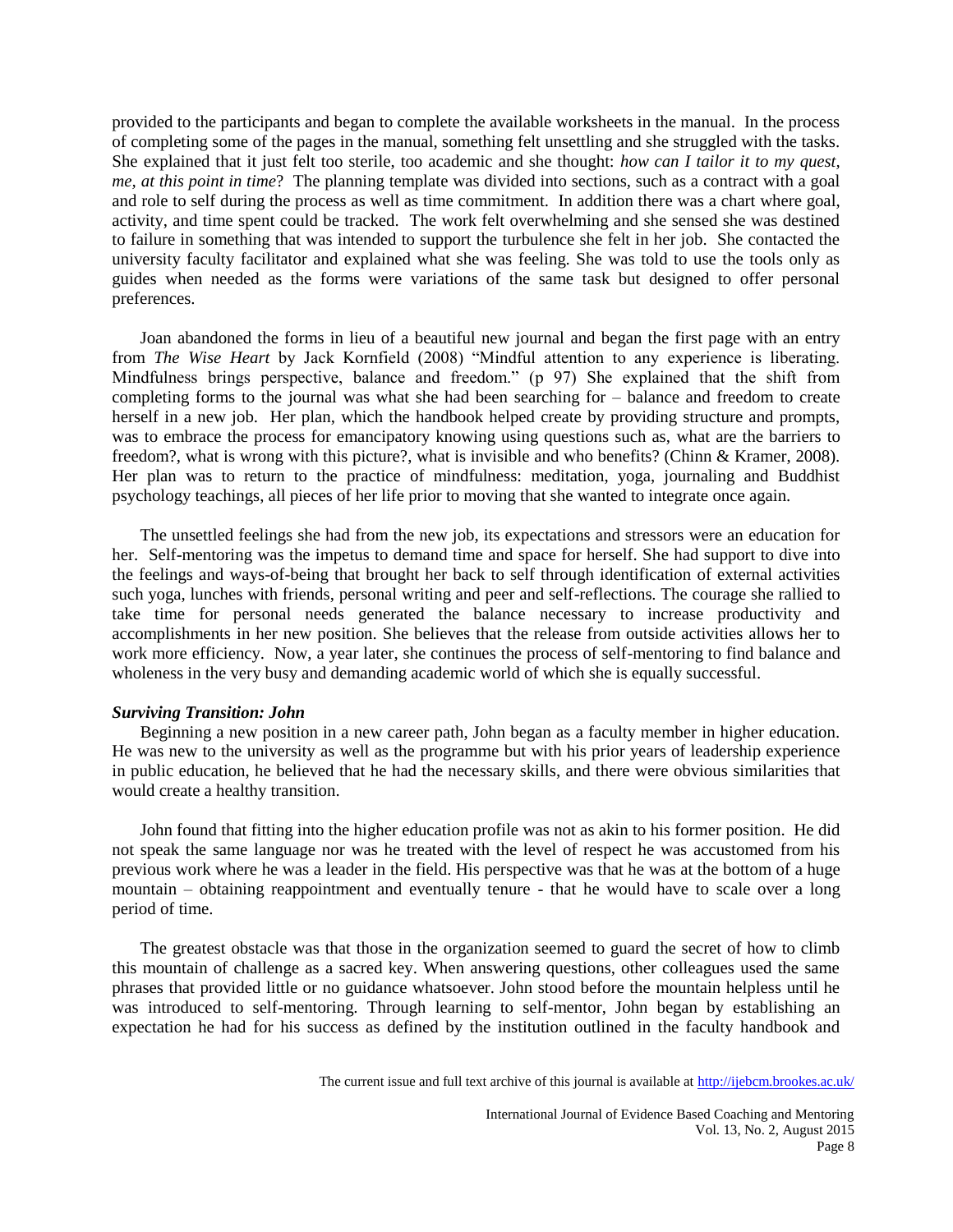provided to the participants and began to complete the available worksheets in the manual. In the process of completing some of the pages in the manual, something felt unsettling and she struggled with the tasks. She explained that it just felt too sterile, too academic and she thought: *how can I tailor it to my quest, me, at this point in time*? The planning template was divided into sections, such as a contract with a goal and role to self during the process as well as time commitment. In addition there was a chart where goal, activity, and time spent could be tracked. The work felt overwhelming and she sensed she was destined to failure in something that was intended to support the turbulence she felt in her job. She contacted the university faculty facilitator and explained what she was feeling. She was told to use the tools only as guides when needed as the forms were variations of the same task but designed to offer personal preferences.

Joan abandoned the forms in lieu of a beautiful new journal and began the first page with an entry from *The Wise Heart* by Jack Kornfield (2008) "Mindful attention to any experience is liberating. Mindfulness brings perspective, balance and freedom." (p 97) She explained that the shift from completing forms to the journal was what she had been searching for – balance and freedom to create herself in a new job. Her plan, which the handbook helped create by providing structure and prompts, was to embrace the process for emancipatory knowing using questions such as, what are the barriers to freedom?, what is wrong with this picture?, what is invisible and who benefits? (Chinn & Kramer, 2008). Her plan was to return to the practice of mindfulness: meditation, yoga, journaling and Buddhist psychology teachings, all pieces of her life prior to moving that she wanted to integrate once again.

The unsettled feelings she had from the new job, its expectations and stressors were an education for her. Self-mentoring was the impetus to demand time and space for herself. She had support to dive into the feelings and ways-of-being that brought her back to self through identification of external activities such yoga, lunches with friends, personal writing and peer and self-reflections. The courage she rallied to take time for personal needs generated the balance necessary to increase productivity and accomplishments in her new position. She believes that the release from outside activities allows her to work more efficiency. Now, a year later, she continues the process of self-mentoring to find balance and wholeness in the very busy and demanding academic world of which she is equally successful.

### *Surviving Transition: John*

Beginning a new position in a new career path, John began as a faculty member in higher education. He was new to the university as well as the programme but with his prior years of leadership experience in public education, he believed that he had the necessary skills, and there were obvious similarities that would create a healthy transition.

John found that fitting into the higher education profile was not as akin to his former position. He did not speak the same language nor was he treated with the level of respect he was accustomed from his previous work where he was a leader in the field. His perspective was that he was at the bottom of a huge mountain – obtaining reappointment and eventually tenure - that he would have to scale over a long period of time.

The greatest obstacle was that those in the organization seemed to guard the secret of how to climb this mountain of challenge as a sacred key. When answering questions, other colleagues used the same phrases that provided little or no guidance whatsoever. John stood before the mountain helpless until he was introduced to self-mentoring. Through learning to self-mentor, John began by establishing an expectation he had for his success as defined by the institution outlined in the faculty handbook and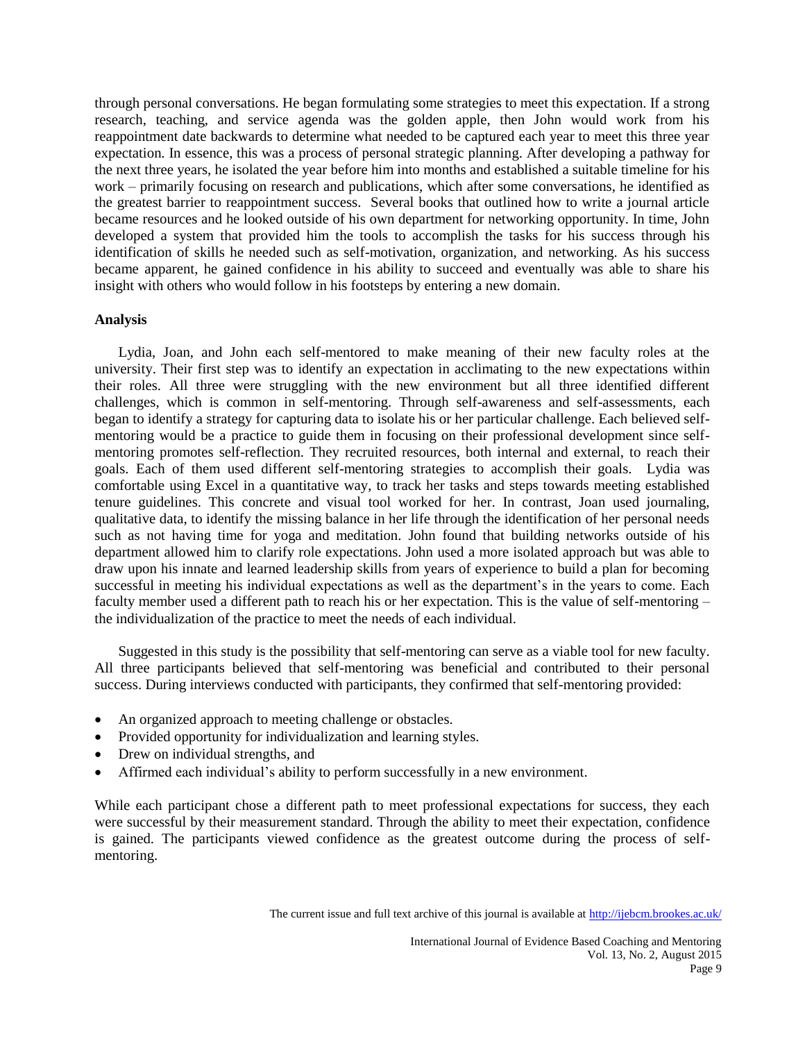through personal conversations. He began formulating some strategies to meet this expectation. If a strong research, teaching, and service agenda was the golden apple, then John would work from his reappointment date backwards to determine what needed to be captured each year to meet this three year expectation. In essence, this was a process of personal strategic planning. After developing a pathway for the next three years, he isolated the year before him into months and established a suitable timeline for his work – primarily focusing on research and publications, which after some conversations, he identified as the greatest barrier to reappointment success. Several books that outlined how to write a journal article became resources and he looked outside of his own department for networking opportunity. In time, John developed a system that provided him the tools to accomplish the tasks for his success through his identification of skills he needed such as self-motivation, organization, and networking. As his success became apparent, he gained confidence in his ability to succeed and eventually was able to share his insight with others who would follow in his footsteps by entering a new domain.

### Analysis

Lydia, Joan, and John each self-mentored to make meaning of their new faculty roles at the university. Their first step was to identify an expectation in acclimating to the new expectations within their roles. All three were struggling with the new environment but all three identified different challenges, which is common in self-mentoring. Through self-awareness and self-assessments, each began to identify a strategy for capturing data to isolate his or her particular challenge. Each believed self-mentoring would be a practice to guide them in focusing on their professional development since self-mentoring promotes self-reflection. They recruited resources, both internal and external, to reach their goals. Each of them used different self-mentoring strategies to accomplish their goals. Lydia was comfortable using Excel in a quantitative way, to track her tasks and steps towards meeting established tenure guidelines. This concrete and visual tool worked for her. In contrast, Joan used journaling, qualitative data, to identify the missing balance in her life through the identification of her personal needs such as not having time for yoga and meditation. John found that building networks outside of his department allowed him to clarify role expectations. John used a more isolated approach but was able to draw upon his innate and learned leadership skills from years of experience to build a plan for becoming successful in meeting his individual expectations as well as the department's in the years to come. Each faculty member used a different path to reach his or her expectation. This is the value of self-mentoring – the individualization of the practice to meet the needs of each individual.

Suggested in this study is the possibility that self-mentoring can serve as a viable tool for new faculty. All three participants believed that self-mentoring was beneficial and contributed to their personal success. During interviews conducted with participants, they confirmed that self-mentoring provided:

- An organized approach to meeting challenge or obstacles.
- Provided opportunity for individualization and learning styles.
- Drew on individual strengths, and
- Affirmed each individual's ability to perform successfully in a new environment.

While each participant chose a different path to meet professional expectations for success, they each were successful by their measurement standard. Through the ability to meet their expectation, confidence is gained. The participants viewed confidence as the greatest outcome during the process of self-mentoring.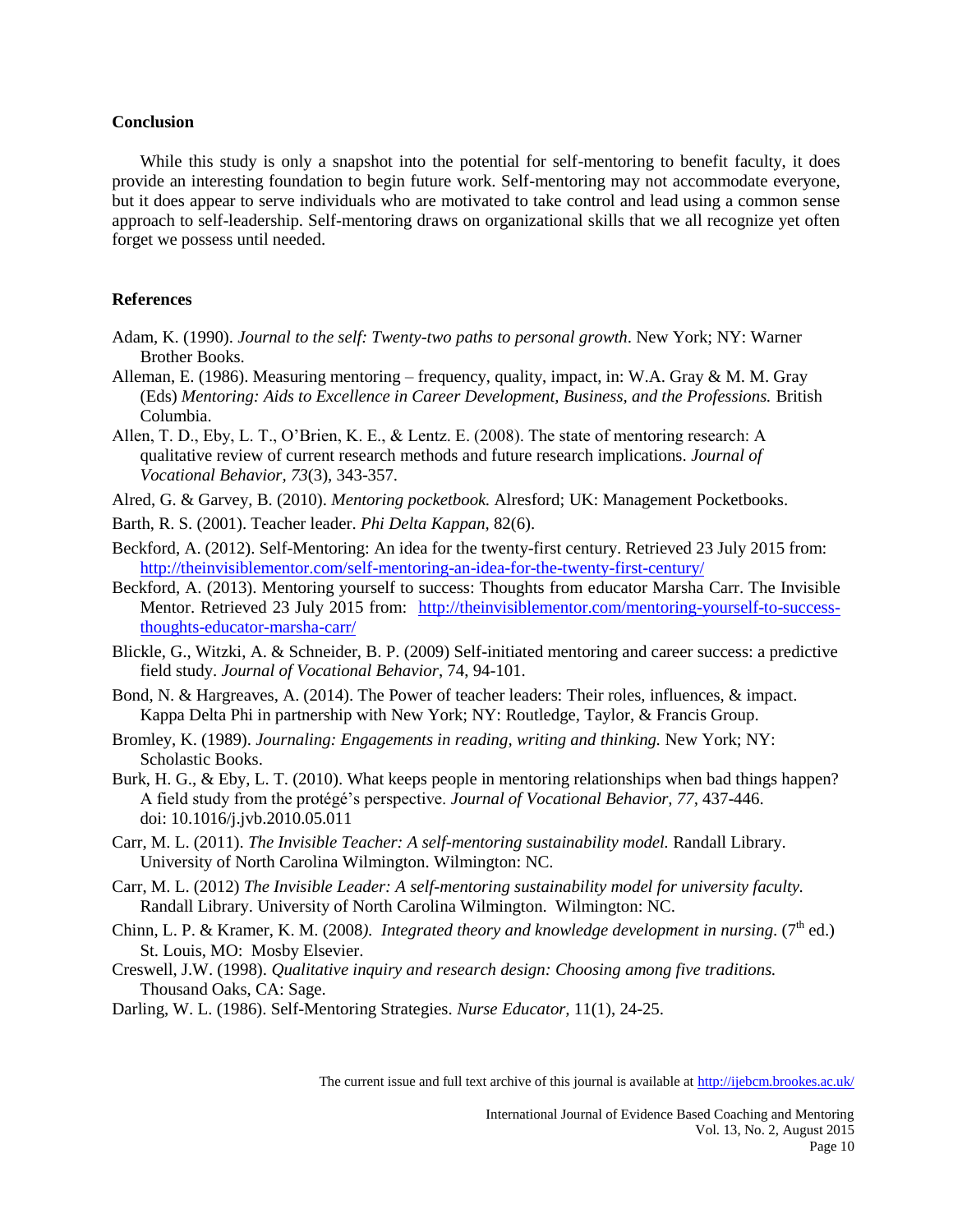## Conclusion

While this study is only a snapshot into the potential for self-mentoring to benefit faculty, it does provide an interesting foundation to begin future work. Self-mentoring may not accommodate everyone, but it does appear to serve individuals who are motivated to take control and lead using a common sense approach to self-leadership. Self-mentoring draws on organizational skills that we all recognize yet often forget we possess until needed.

## References

Adam, K. (1990). *Journal to the self: Twenty-two paths to personal growth*. New York; NY: Warner Brother Books.

Alleman, E. (1986). Measuring mentoring – frequency, quality, impact, in: W.A. Gray & M. M. Gray (Eds) *Mentoring: Aids to Excellence in Career Development, Business, and the Professions.* British Columbia.

Allen, T. D., Eby, L. T., O'Brien, K. E., & Lentz. E. (2008). The state of mentoring research: A qualitative review of current research methods and future research implications. *Journal of Vocational Behavior, 73*(3), 343-357.

Alred, G. & Garvey, B. (2010). *Mentoring pocketbook.* Alresford; UK: Management Pocketbooks.

Barth, R. S. (2001). Teacher leader. *Phi Delta Kappan,* 82(6).

Beckford, A. (2012). Self-Mentoring: An idea for the twenty-first century. Retrieved 23 July 2015 from: http://theinvisiblementor.com/self-mentoring-an-idea-for-the-twenty-first-century/

Beckford, A. (2013). Mentoring yourself to success: Thoughts from educator Marsha Carr. The Invisible Mentor. Retrieved 23 July 2015 from: http://theinvisiblementor.com/mentoring-yourself-to-success-thoughts-educator-marsha-carr/

Blickle, G., Witzki, A. & Schneider, B. P. (2009) Self-initiated mentoring and career success: a predictive field study. *Journal of Vocational Behavior*, 74, 94-101.

Bond, N. & Hargreaves, A. (2014). The Power of teacher leaders: Their roles, influences, & impact. Kappa Delta Phi in partnership with New York; NY: Routledge, Taylor, & Francis Group.

Bromley, K. (1989). *Journaling: Engagements in reading, writing and thinking.* New York; NY: Scholastic Books.

Burk, H. G., & Eby, L. T. (2010). What keeps people in mentoring relationships when bad things happen? A field study from the protégé's perspective. *Journal of Vocational Behavior, 77,* 437-446. doi: 10.1016/j.jvb.2010.05.011

Carr, M. L. (2011). *The Invisible Teacher: A self-mentoring sustainability model.* Randall Library. University of North Carolina Wilmington. Wilmington: NC.

Carr, M. L. (2012) *The Invisible Leader: A self-mentoring sustainability model for university faculty.* Randall Library. University of North Carolina Wilmington. Wilmington: NC.

Chinn, L. P. & Kramer, K. M. (2008). *Integrated theory and knowledge development in nursing.* (7th ed.) St. Louis, MO: Mosby Elsevier.

Creswell, J.W. (1998). *Qualitative inquiry and research design: Choosing among five traditions.* Thousand Oaks, CA: Sage.

Darling, W. L. (1986). Self-Mentoring Strategies. *Nurse Educator,* 11(1), 24-25.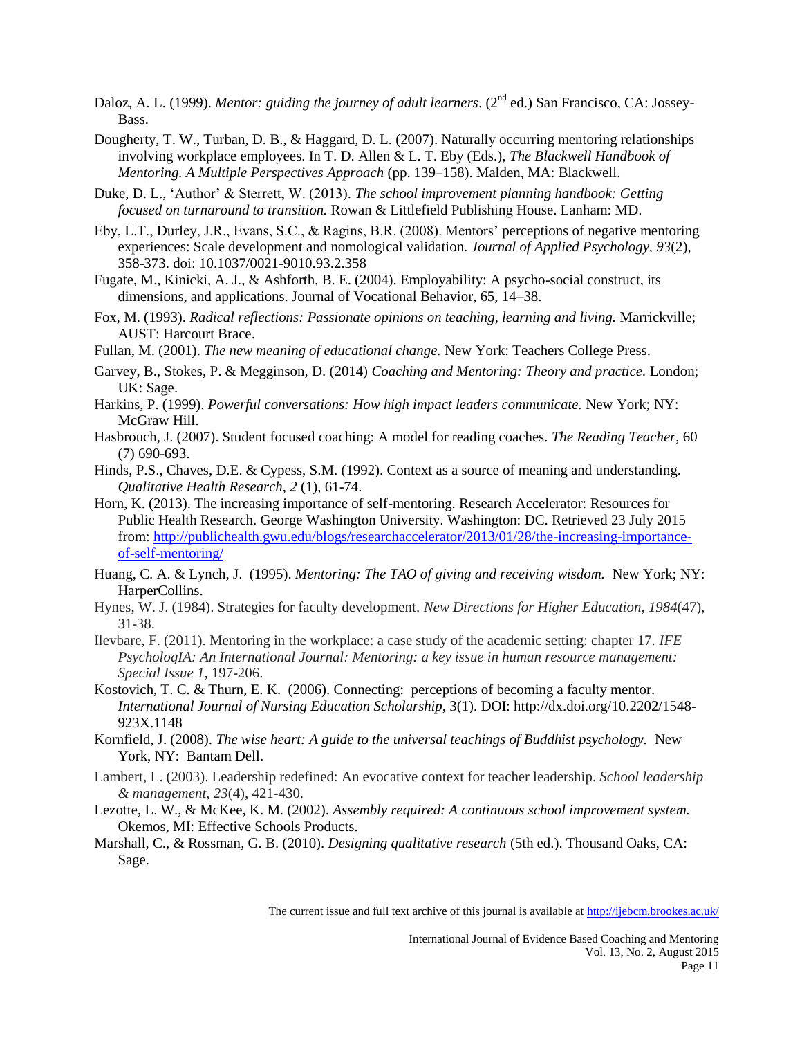Daloz, A. L. (1999). *Mentor: guiding the journey of adult learners*. (2nd ed.) San Francisco, CA: Jossey-Bass.

Dougherty, T. W., Turban, D. B., & Haggard, D. L. (2007). Naturally occurring mentoring relationships involving workplace employees. In T. D. Allen & L. T. Eby (Eds.), *The Blackwell Handbook of Mentoring. A Multiple Perspectives Approach* (pp. 139–158). Malden, MA: Blackwell.

Duke, D. L., 'Author' & Sterrett, W. (2013). *The school improvement planning handbook: Getting focused on turnaround to transition.* Rowan & Littlefield Publishing House. Lanham: MD.

Eby, L.T., Durley, J.R., Evans, S.C., & Ragins, B.R. (2008). Mentors' perceptions of negative mentoring experiences: Scale development and nomological validation. *Journal of Applied Psychology, 93*(2), 358-373. doi: 10.1037/0021-9010.93.2.358

Fugate, M., Kinicki, A. J., & Ashforth, B. E. (2004). Employability: A psycho-social construct, its dimensions, and applications. Journal of Vocational Behavior, 65, 14–38.

Fox, M. (1993). *Radical reflections: Passionate opinions on teaching, learning and living.* Marrickville; AUST: Harcourt Brace.

Fullan, M. (2001). *The new meaning of educational change.* New York: Teachers College Press.

Garvey, B., Stokes, P. & Megginson, D. (2014) *Coaching and Mentoring: Theory and practice*. London; UK: Sage.

Harkins, P. (1999). *Powerful conversations: How high impact leaders communicate.* New York; NY: McGraw Hill.

Hasbrouch, J. (2007). Student focused coaching: A model for reading coaches. *The Reading Teacher*, 60 (7) 690-693.

Hinds, P.S., Chaves, D.E. & Cypess, S.M. (1992). Context as a source of meaning and understanding. *Qualitative Health Research, 2* (1), 61-74.

Horn, K. (2013). The increasing importance of self-mentoring. Research Accelerator: Resources for Public Health Research. George Washington University. Washington: DC. Retrieved 23 July 2015 from: http://publichealth.gwu.edu/blogs/researchaccelerator/2013/01/28/the-increasing-importance-of-self-mentoring/

Huang, C. A. & Lynch, J. (1995). *Mentoring: The TAO of giving and receiving wisdom.* New York; NY: HarperCollins.

Hynes, W. J. (1984). Strategies for faculty development. *New Directions for Higher Education*, *1984*(47), 31-38.

Ilevbare, F. (2011). Mentoring in the workplace: a case study of the academic setting: chapter 17. *IFE PsychologIA: An International Journal: Mentoring: a key issue in human resource management: Special Issue 1*, 197-206.

Kostovich, T. C. & Thurn, E. K. (2006). Connecting: perceptions of becoming a faculty mentor. *International Journal of Nursing Education Scholarship*, 3(1). DOI: http://dx.doi.org/10.2202/1548-923X.1148

Kornfield, J. (2008). *The wise heart: A guide to the universal teachings of Buddhist psychology.* New York, NY: Bantam Dell.

Lambert, L. (2003). Leadership redefined: An evocative context for teacher leadership. *School leadership & management*, *23*(4), 421-430.

Lezotte, L. W., & McKee, K. M. (2002). *Assembly required: A continuous school improvement system.* Okemos, MI: Effective Schools Products.

Marshall, C., & Rossman, G. B. (2010). *Designing qualitative research* (5th ed.). Thousand Oaks, CA: Sage.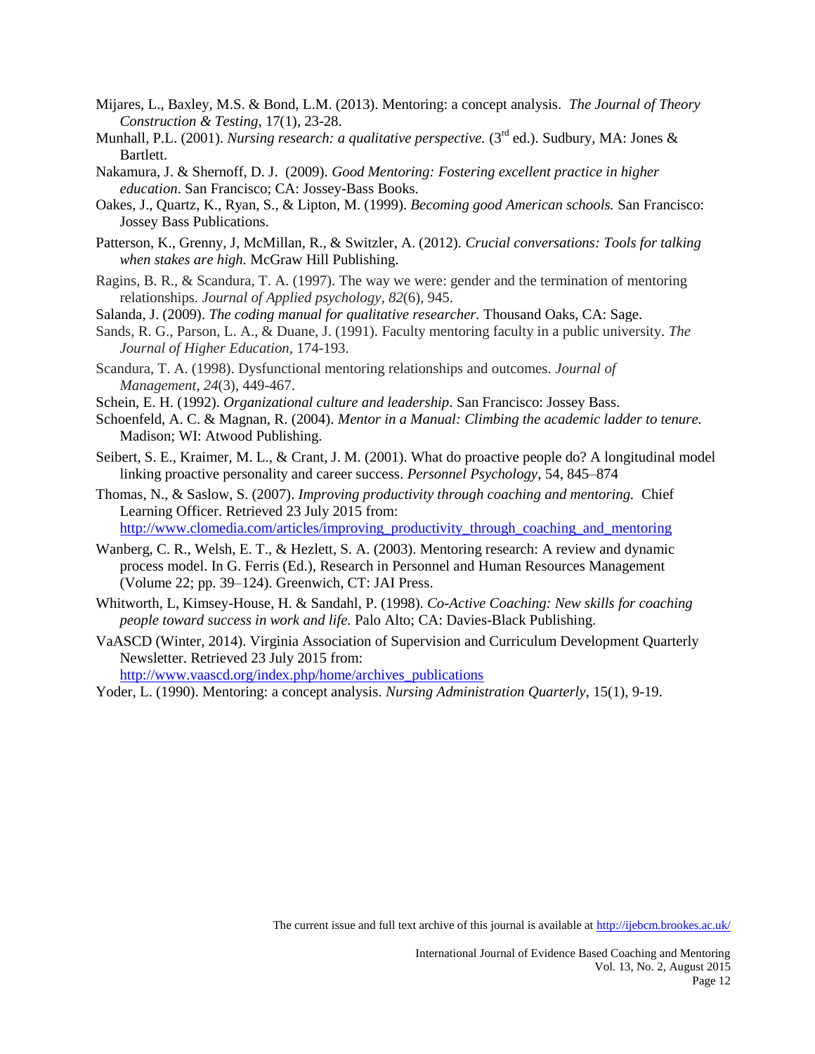Mijares, L., Baxley, M.S. & Bond, L.M. (2013). Mentoring: a concept analysis. *The Journal of Theory Construction & Testing*, 17(1), 23-28.

Munhall, P.L. (2001). *Nursing research: a qualitative perspective.* (3rd ed.). Sudbury, MA: Jones & Bartlett.

Nakamura, J. & Shernoff, D. J. (2009). *Good Mentoring: Fostering excellent practice in higher education*. San Francisco; CA: Jossey-Bass Books.

Oakes, J., Quartz, K., Ryan, S., & Lipton, M. (1999). *Becoming good American schools.* San Francisco: Jossey Bass Publications.

Patterson, K., Grenny, J, McMillan, R., & Switzler, A. (2012). *Crucial conversations: Tools for talking when stakes are high.* McGraw Hill Publishing.

Ragins, B. R., & Scandura, T. A. (1997). The way we were: gender and the termination of mentoring relationships. *Journal of Applied psychology*, *82*(6), 945.

Salanda, J. (2009). *The coding manual for qualitative researcher.* Thousand Oaks, CA: Sage.

Sands, R. G., Parson, L. A., & Duane, J. (1991). Faculty mentoring faculty in a public university. *The Journal of Higher Education*, 174-193.

Scandura, T. A. (1998). Dysfunctional mentoring relationships and outcomes. *Journal of Management*, *24*(3), 449-467.

Schein, E. H. (1992). *Organizational culture and leadership*. San Francisco: Jossey Bass.

Schoenfeld, A. C. & Magnan, R. (2004). *Mentor in a Manual: Climbing the academic ladder to tenure.* Madison; WI: Atwood Publishing.

Seibert, S. E., Kraimer, M. L., & Crant, J. M. (2001). What do proactive people do? A longitudinal model linking proactive personality and career success. *Personnel Psychology*, 54, 845–874

Thomas, N., & Saslow, S. (2007). *Improving productivity through coaching and mentoring.* Chief Learning Officer. Retrieved 23 July 2015 from: http://www.clomedia.com/articles/improving_productivity_through_coaching_and_mentoring

Wanberg, C. R., Welsh, E. T., & Hezlett, S. A. (2003). Mentoring research: A review and dynamic process model. In G. Ferris (Ed.), Research in Personnel and Human Resources Management (Volume 22; pp. 39–124). Greenwich, CT: JAI Press.

Whitworth, L, Kimsey-House, H. & Sandahl, P. (1998). *Co-Active Coaching: New skills for coaching people toward success in work and life.* Palo Alto; CA: Davies-Black Publishing.

VaASCD (Winter, 2014). Virginia Association of Supervision and Curriculum Development Quarterly Newsletter. Retrieved 23 July 2015 from: http://www.vaascd.org/index.php/home/archives_publications

Yoder, L. (1990). Mentoring: a concept analysis. *Nursing Administration Quarterly*, 15(1), 9-19.

The current issue and full text archive of this journal is available at http://ijebcm.brookes.ac.uk/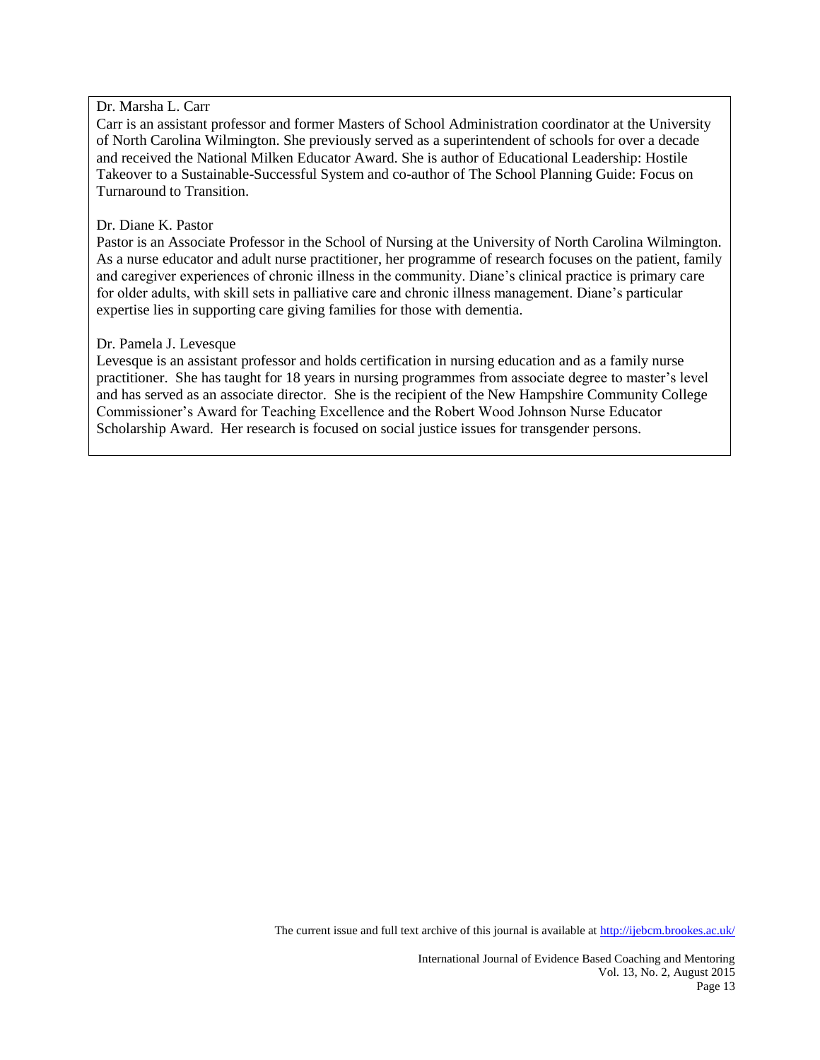Dr. Marsha L. Carr

Carr is an assistant professor and former Masters of School Administration coordinator at the University of North Carolina Wilmington. She previously served as a superintendent of schools for over a decade and received the National Milken Educator Award. She is author of Educational Leadership: Hostile Takeover to a Sustainable-Successful System and co-author of The School Planning Guide: Focus on Turnaround to Transition.

Dr. Diane K. Pastor

Pastor is an Associate Professor in the School of Nursing at the University of North Carolina Wilmington. As a nurse educator and adult nurse practitioner, her programme of research focuses on the patient, family and caregiver experiences of chronic illness in the community. Diane's clinical practice is primary care for older adults, with skill sets in palliative care and chronic illness management. Diane's particular expertise lies in supporting care giving families for those with dementia.

Dr. Pamela J. Levesque

Levesque is an assistant professor and holds certification in nursing education and as a family nurse practitioner. She has taught for 18 years in nursing programmes from associate degree to master's level and has served as an associate director. She is the recipient of the New Hampshire Community College Commissioner's Award for Teaching Excellence and the Robert Wood Johnson Nurse Educator Scholarship Award. Her research is focused on social justice issues for transgender persons.

The current issue and full text archive of this journal is available at http://ijebcm.brookes.ac.uk/